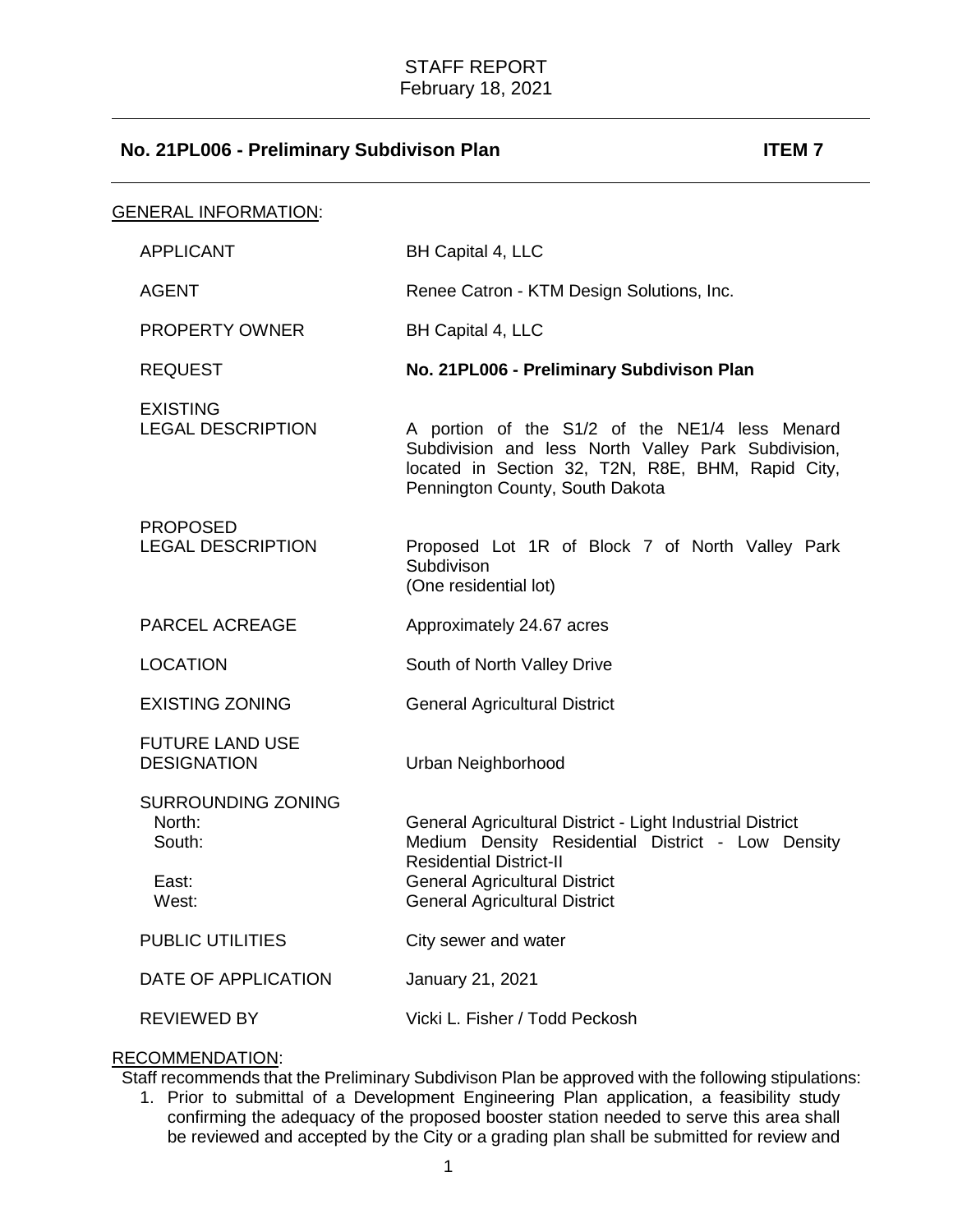STAFF REPORT
February 18, 2021

## No. 21PL006 - Preliminary Subdivison Plan — ITEM 7

GENERAL INFORMATION:

| | |
|---|---|
| APPLICANT | BH Capital 4, LLC |
| AGENT | Renee Catron - KTM Design Solutions, Inc. |
| PROPERTY OWNER | BH Capital 4, LLC |
| REQUEST | **No. 21PL006 - Preliminary Subdivison Plan** |
| EXISTING LEGAL DESCRIPTION | A portion of the S1/2 of the NE1/4 less Menard Subdivision and less North Valley Park Subdivision, located in Section 32, T2N, R8E, BHM, Rapid City, Pennington County, South Dakota |
| PROPOSED LEGAL DESCRIPTION | Proposed Lot 1R of Block 7 of North Valley Park Subdivison (One residential lot) |
| PARCEL ACREAGE | Approximately 24.67 acres |
| LOCATION | South of North Valley Drive |
| EXISTING ZONING | General Agricultural District |
| FUTURE LAND USE DESIGNATION | Urban Neighborhood |
| SURROUNDING ZONING North: | General Agricultural District - Light Industrial District |
| South: | Medium Density Residential District - Low Density Residential District-II |
| East: | General Agricultural District |
| West: | General Agricultural District |
| PUBLIC UTILITIES | City sewer and water |
| DATE OF APPLICATION | January 21, 2021 |
| REVIEWED BY | Vicki L. Fisher / Todd Peckosh |

RECOMMENDATION:

Staff recommends that the Preliminary Subdivison Plan be approved with the following stipulations:

1. Prior to submittal of a Development Engineering Plan application, a feasibility study confirming the adequacy of the proposed booster station needed to serve this area shall be reviewed and accepted by the City or a grading plan shall be submitted for review and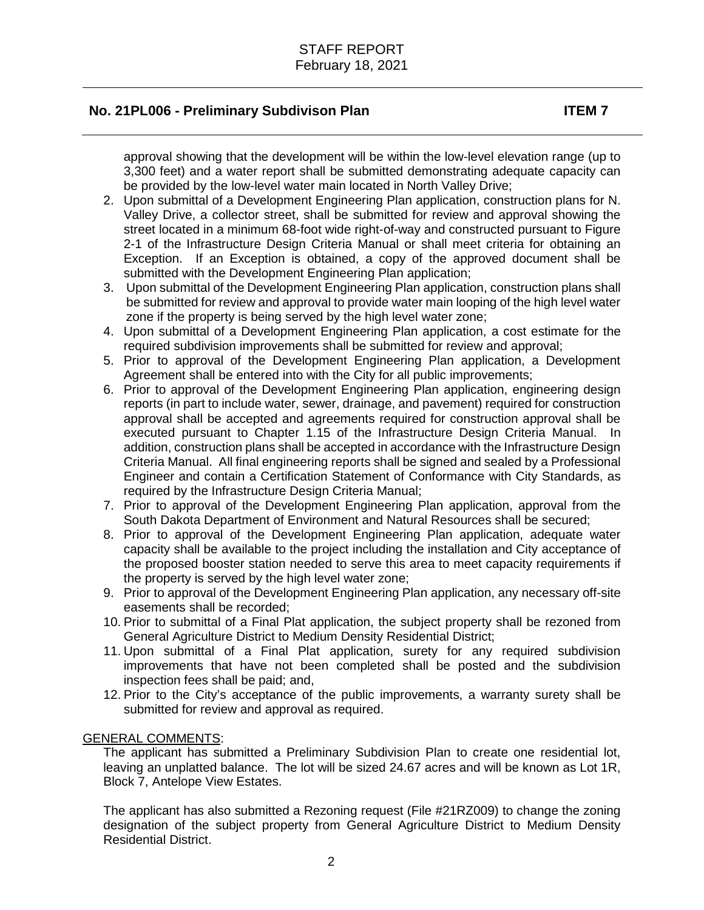approval showing that the development will be within the low-level elevation range (up to 3,300 feet) and a water report shall be submitted demonstrating adequate capacity can be provided by the low-level water main located in North Valley Drive;

2. Upon submittal of a Development Engineering Plan application, construction plans for N. Valley Drive, a collector street, shall be submitted for review and approval showing the street located in a minimum 68-foot wide right-of-way and constructed pursuant to Figure 2-1 of the Infrastructure Design Criteria Manual or shall meet criteria for obtaining an Exception. If an Exception is obtained, a copy of the approved document shall be submitted with the Development Engineering Plan application;
3. Upon submittal of the Development Engineering Plan application, construction plans shall be submitted for review and approval to provide water main looping of the high level water zone if the property is being served by the high level water zone;
4. Upon submittal of a Development Engineering Plan application, a cost estimate for the required subdivision improvements shall be submitted for review and approval;
5. Prior to approval of the Development Engineering Plan application, a Development Agreement shall be entered into with the City for all public improvements;
6. Prior to approval of the Development Engineering Plan application, engineering design reports (in part to include water, sewer, drainage, and pavement) required for construction approval shall be accepted and agreements required for construction approval shall be executed pursuant to Chapter 1.15 of the Infrastructure Design Criteria Manual. In addition, construction plans shall be accepted in accordance with the Infrastructure Design Criteria Manual. All final engineering reports shall be signed and sealed by a Professional Engineer and contain a Certification Statement of Conformance with City Standards, as required by the Infrastructure Design Criteria Manual;
7. Prior to approval of the Development Engineering Plan application, approval from the South Dakota Department of Environment and Natural Resources shall be secured;
8. Prior to approval of the Development Engineering Plan application, adequate water capacity shall be available to the project including the installation and City acceptance of the proposed booster station needed to serve this area to meet capacity requirements if the property is served by the high level water zone;
9. Prior to approval of the Development Engineering Plan application, any necessary off-site easements shall be recorded;
10. Prior to submittal of a Final Plat application, the subject property shall be rezoned from General Agriculture District to Medium Density Residential District;
11. Upon submittal of a Final Plat application, surety for any required subdivision improvements that have not been completed shall be posted and the subdivision inspection fees shall be paid; and,
12. Prior to the City's acceptance of the public improvements, a warranty surety shall be submitted for review and approval as required.

GENERAL COMMENTS:

The applicant has submitted a Preliminary Subdivision Plan to create one residential lot, leaving an unplatted balance. The lot will be sized 24.67 acres and will be known as Lot 1R, Block 7, Antelope View Estates.

The applicant has also submitted a Rezoning request (File #21RZ009) to change the zoning designation of the subject property from General Agriculture District to Medium Density Residential District.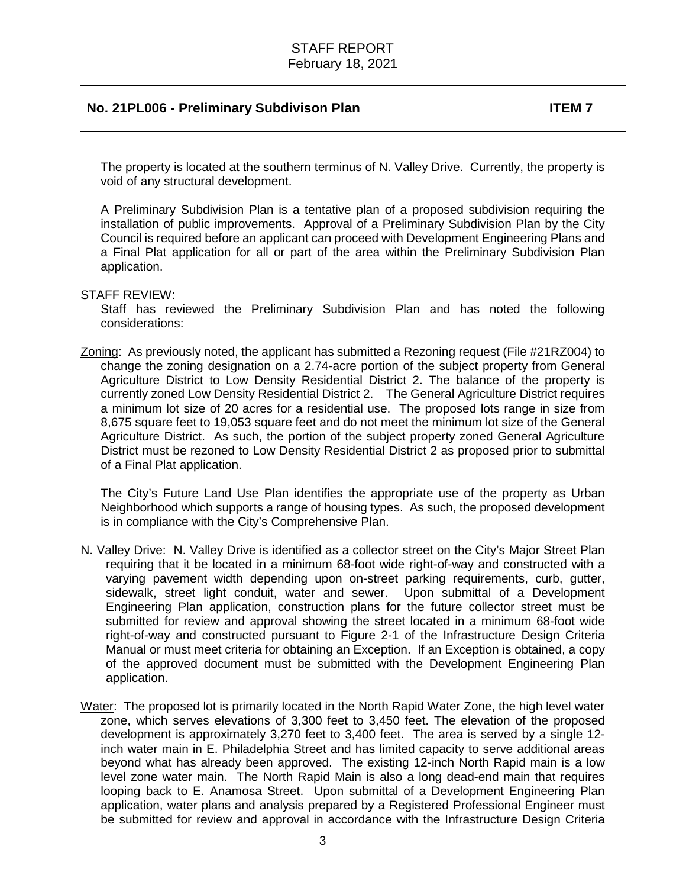The property is located at the southern terminus of N. Valley Drive. Currently, the property is void of any structural development.

A Preliminary Subdivision Plan is a tentative plan of a proposed subdivision requiring the installation of public improvements. Approval of a Preliminary Subdivision Plan by the City Council is required before an applicant can proceed with Development Engineering Plans and a Final Plat application for all or part of the area within the Preliminary Subdivision Plan application.

STAFF REVIEW:

Staff has reviewed the Preliminary Subdivision Plan and has noted the following considerations:

Zoning: As previously noted, the applicant has submitted a Rezoning request (File #21RZ004) to change the zoning designation on a 2.74-acre portion of the subject property from General Agriculture District to Low Density Residential District 2. The balance of the property is currently zoned Low Density Residential District 2. The General Agriculture District requires a minimum lot size of 20 acres for a residential use. The proposed lots range in size from 8,675 square feet to 19,053 square feet and do not meet the minimum lot size of the General Agriculture District. As such, the portion of the subject property zoned General Agriculture District must be rezoned to Low Density Residential District 2 as proposed prior to submittal of a Final Plat application.

The City's Future Land Use Plan identifies the appropriate use of the property as Urban Neighborhood which supports a range of housing types. As such, the proposed development is in compliance with the City's Comprehensive Plan.

N. Valley Drive: N. Valley Drive is identified as a collector street on the City's Major Street Plan requiring that it be located in a minimum 68-foot wide right-of-way and constructed with a varying pavement width depending upon on-street parking requirements, curb, gutter, sidewalk, street light conduit, water and sewer. Upon submittal of a Development Engineering Plan application, construction plans for the future collector street must be submitted for review and approval showing the street located in a minimum 68-foot wide right-of-way and constructed pursuant to Figure 2-1 of the Infrastructure Design Criteria Manual or must meet criteria for obtaining an Exception. If an Exception is obtained, a copy of the approved document must be submitted with the Development Engineering Plan application.

Water: The proposed lot is primarily located in the North Rapid Water Zone, the high level water zone, which serves elevations of 3,300 feet to 3,450 feet. The elevation of the proposed development is approximately 3,270 feet to 3,400 feet. The area is served by a single 12-inch water main in E. Philadelphia Street and has limited capacity to serve additional areas beyond what has already been approved. The existing 12-inch North Rapid main is a low level zone water main. The North Rapid Main is also a long dead-end main that requires looping back to E. Anamosa Street. Upon submittal of a Development Engineering Plan application, water plans and analysis prepared by a Registered Professional Engineer must be submitted for review and approval in accordance with the Infrastructure Design Criteria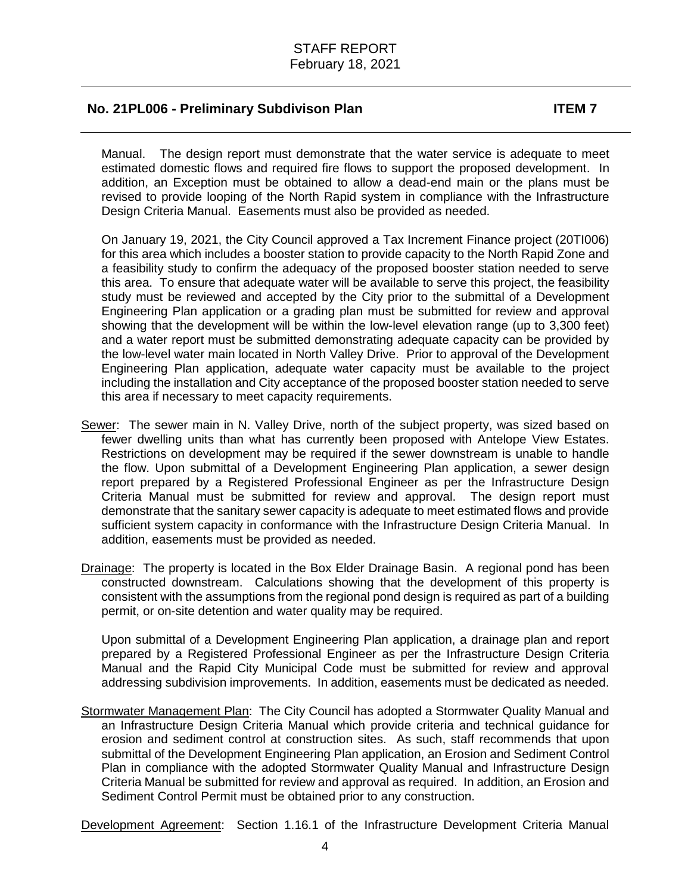Manual. The design report must demonstrate that the water service is adequate to meet estimated domestic flows and required fire flows to support the proposed development. In addition, an Exception must be obtained to allow a dead-end main or the plans must be revised to provide looping of the North Rapid system in compliance with the Infrastructure Design Criteria Manual. Easements must also be provided as needed.

On January 19, 2021, the City Council approved a Tax Increment Finance project (20TI006) for this area which includes a booster station to provide capacity to the North Rapid Zone and a feasibility study to confirm the adequacy of the proposed booster station needed to serve this area. To ensure that adequate water will be available to serve this project, the feasibility study must be reviewed and accepted by the City prior to the submittal of a Development Engineering Plan application or a grading plan must be submitted for review and approval showing that the development will be within the low-level elevation range (up to 3,300 feet) and a water report must be submitted demonstrating adequate capacity can be provided by the low-level water main located in North Valley Drive. Prior to approval of the Development Engineering Plan application, adequate water capacity must be available to the project including the installation and City acceptance of the proposed booster station needed to serve this area if necessary to meet capacity requirements.

Sewer: The sewer main in N. Valley Drive, north of the subject property, was sized based on fewer dwelling units than what has currently been proposed with Antelope View Estates. Restrictions on development may be required if the sewer downstream is unable to handle the flow. Upon submittal of a Development Engineering Plan application, a sewer design report prepared by a Registered Professional Engineer as per the Infrastructure Design Criteria Manual must be submitted for review and approval. The design report must demonstrate that the sanitary sewer capacity is adequate to meet estimated flows and provide sufficient system capacity in conformance with the Infrastructure Design Criteria Manual. In addition, easements must be provided as needed.

Drainage: The property is located in the Box Elder Drainage Basin. A regional pond has been constructed downstream. Calculations showing that the development of this property is consistent with the assumptions from the regional pond design is required as part of a building permit, or on-site detention and water quality may be required.

Upon submittal of a Development Engineering Plan application, a drainage plan and report prepared by a Registered Professional Engineer as per the Infrastructure Design Criteria Manual and the Rapid City Municipal Code must be submitted for review and approval addressing subdivision improvements. In addition, easements must be dedicated as needed.

Stormwater Management Plan: The City Council has adopted a Stormwater Quality Manual and an Infrastructure Design Criteria Manual which provide criteria and technical guidance for erosion and sediment control at construction sites. As such, staff recommends that upon submittal of the Development Engineering Plan application, an Erosion and Sediment Control Plan in compliance with the adopted Stormwater Quality Manual and Infrastructure Design Criteria Manual be submitted for review and approval as required. In addition, an Erosion and Sediment Control Permit must be obtained prior to any construction.

Development Agreement: Section 1.16.1 of the Infrastructure Development Criteria Manual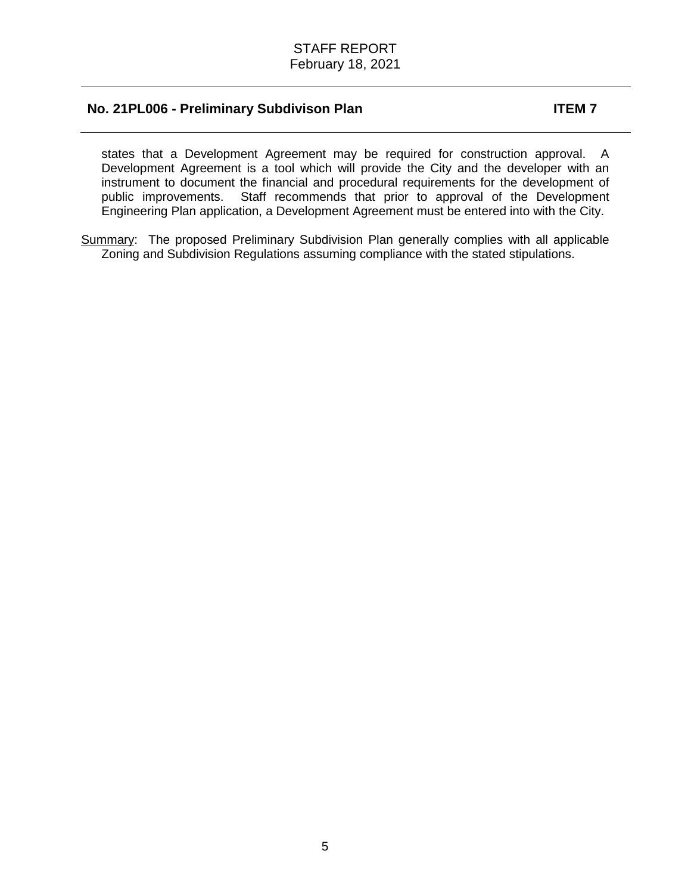states that a Development Agreement may be required for construction approval. A Development Agreement is a tool which will provide the City and the developer with an instrument to document the financial and procedural requirements for the development of public improvements. Staff recommends that prior to approval of the Development Engineering Plan application, a Development Agreement must be entered into with the City.

Summary: The proposed Preliminary Subdivision Plan generally complies with all applicable Zoning and Subdivision Regulations assuming compliance with the stated stipulations.